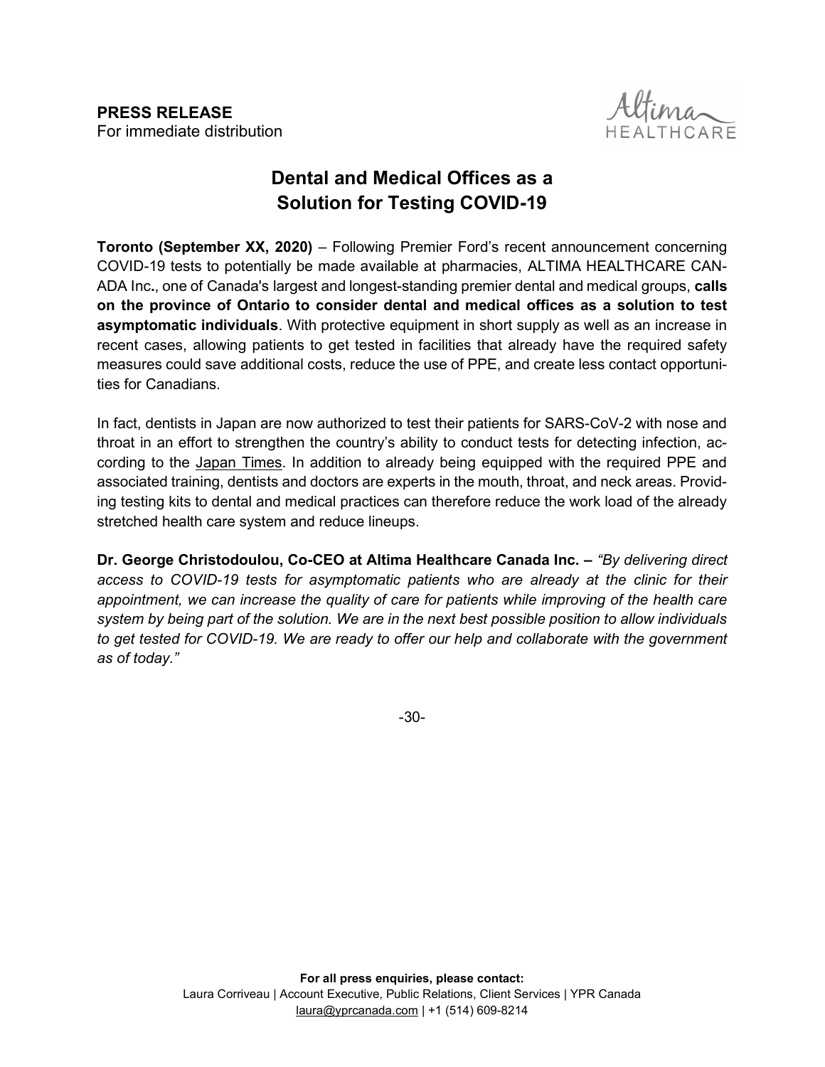**PRESS RELEASE**
For immediate distribution

# Dental and Medical Offices as a Solution for Testing COVID-19

**Toronto (September XX, 2020)** – Following Premier Ford's recent announcement concerning COVID-19 tests to potentially be made available at pharmacies, ALTIMA HEALTHCARE CANADA Inc., one of Canada's largest and longest-standing premier dental and medical groups, **calls on the province of Ontario to consider dental and medical offices as a solution to test asymptomatic individuals**. With protective equipment in short supply as well as an increase in recent cases, allowing patients to get tested in facilities that already have the required safety measures could save additional costs, reduce the use of PPE, and create less contact opportunities for Canadians.

In fact, dentists in Japan are now authorized to test their patients for SARS-CoV-2 with nose and throat in an effort to strengthen the country's ability to conduct tests for detecting infection, according to the Japan Times. In addition to already being equipped with the required PPE and associated training, dentists and doctors are experts in the mouth, throat, and neck areas. Providing testing kits to dental and medical practices can therefore reduce the work load of the already stretched health care system and reduce lineups.

**Dr. George Christodoulou, Co-CEO at Altima Healthcare Canada Inc. –** *"By delivering direct access to COVID-19 tests for asymptomatic patients who are already at the clinic for their appointment, we can increase the quality of care for patients while improving of the health care system by being part of the solution. We are in the next best possible position to allow individuals to get tested for COVID-19. We are ready to offer our help and collaborate with the government as of today."*

-30-

**For all press enquiries, please contact:**
Laura Corriveau | Account Executive, Public Relations, Client Services | YPR Canada
laura@yprcanada.com | +1 (514) 609-8214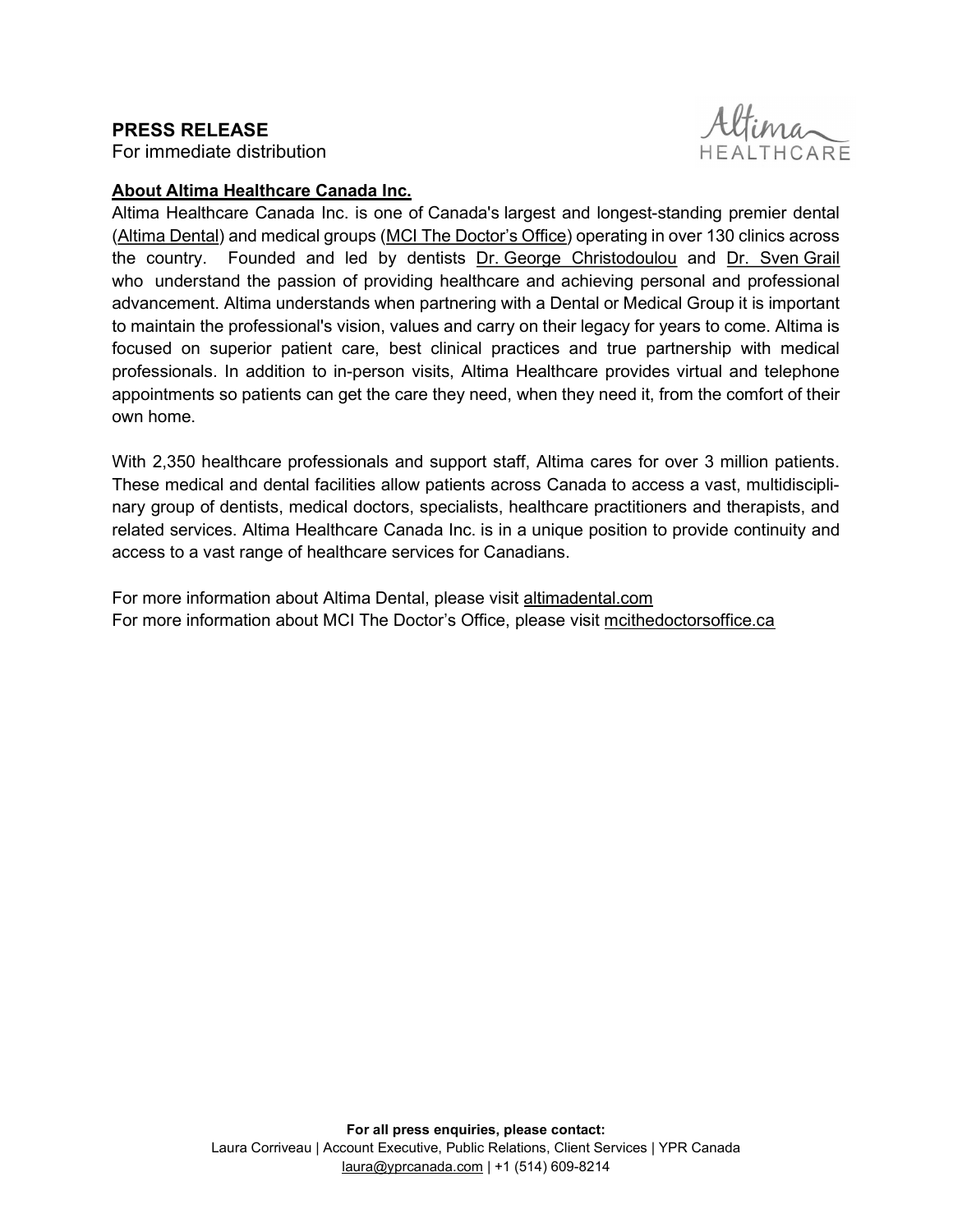**PRESS RELEASE**
For immediate distribution

**About Altima Healthcare Canada Inc.**

Altima Healthcare Canada Inc. is one of Canada's largest and longest-standing premier dental (Altima Dental) and medical groups (MCI The Doctor's Office) operating in over 130 clinics across the country. Founded and led by dentists Dr. George Christodoulou and Dr. Sven Grail who understand the passion of providing healthcare and achieving personal and professional advancement. Altima understands when partnering with a Dental or Medical Group it is important to maintain the professional's vision, values and carry on their legacy for years to come. Altima is focused on superior patient care, best clinical practices and true partnership with medical professionals. In addition to in-person visits, Altima Healthcare provides virtual and telephone appointments so patients can get the care they need, when they need it, from the comfort of their own home.

With 2,350 healthcare professionals and support staff, Altima cares for over 3 million patients. These medical and dental facilities allow patients across Canada to access a vast, multidisciplinary group of dentists, medical doctors, specialists, healthcare practitioners and therapists, and related services. Altima Healthcare Canada Inc. is in a unique position to provide continuity and access to a vast range of healthcare services for Canadians.

For more information about Altima Dental, please visit altimadental.com
For more information about MCI The Doctor's Office, please visit mcithedoctorsoffice.ca

**For all press enquiries, please contact:**
Laura Corriveau | Account Executive, Public Relations, Client Services | YPR Canada
laura@yprcanada.com | +1 (514) 609-8214